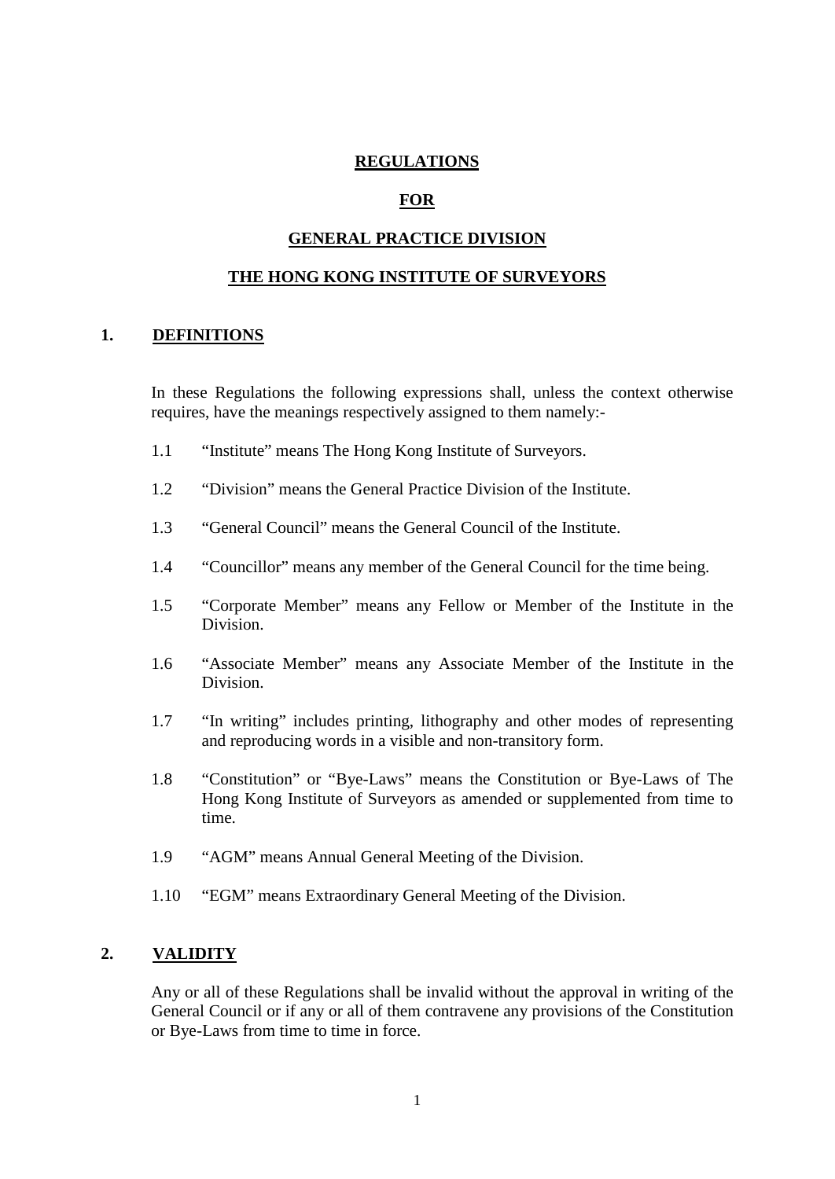# REGULATIONS

# FOR

# GENERAL PRACTICE DIVISION

# THE HONG KONG INSTITUTE OF SURVEYORS

## 1. DEFINITIONS

In these Regulations the following expressions shall, unless the context otherwise requires, have the meanings respectively assigned to them namely:-

1.1 "Institute" means The Hong Kong Institute of Surveyors.

1.2 "Division" means the General Practice Division of the Institute.

1.3 "General Council" means the General Council of the Institute.

1.4 "Councillor" means any member of the General Council for the time being.

1.5 "Corporate Member" means any Fellow or Member of the Institute in the Division.

1.6 "Associate Member" means any Associate Member of the Institute in the Division.

1.7 "In writing" includes printing, lithography and other modes of representing and reproducing words in a visible and non-transitory form.

1.8 "Constitution" or "Bye-Laws" means the Constitution or Bye-Laws of The Hong Kong Institute of Surveyors as amended or supplemented from time to time.

1.9 "AGM" means Annual General Meeting of the Division.

1.10 "EGM" means Extraordinary General Meeting of the Division.

## 2. VALIDITY

Any or all of these Regulations shall be invalid without the approval in writing of the General Council or if any or all of them contravene any provisions of the Constitution or Bye-Laws from time to time in force.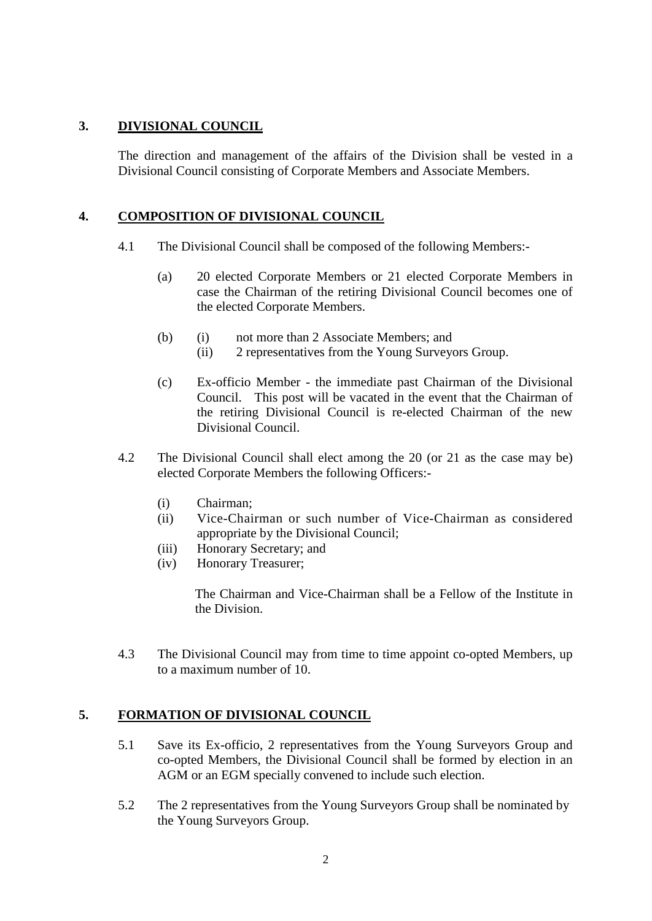## 3. DIVISIONAL COUNCIL

The direction and management of the affairs of the Division shall be vested in a Divisional Council consisting of Corporate Members and Associate Members.

## 4. COMPOSITION OF DIVISIONAL COUNCIL

4.1 The Divisional Council shall be composed of the following Members:-

(a) 20 elected Corporate Members or 21 elected Corporate Members in case the Chairman of the retiring Divisional Council becomes one of the elected Corporate Members.

(b) (i) not more than 2 Associate Members; and
(ii) 2 representatives from the Young Surveyors Group.

(c) Ex-officio Member - the immediate past Chairman of the Divisional Council. This post will be vacated in the event that the Chairman of the retiring Divisional Council is re-elected Chairman of the new Divisional Council.

4.2 The Divisional Council shall elect among the 20 (or 21 as the case may be) elected Corporate Members the following Officers:-

(i) Chairman;
(ii) Vice-Chairman or such number of Vice-Chairman as considered appropriate by the Divisional Council;
(iii) Honorary Secretary; and
(iv) Honorary Treasurer;

The Chairman and Vice-Chairman shall be a Fellow of the Institute in the Division.

4.3 The Divisional Council may from time to time appoint co-opted Members, up to a maximum number of 10.

## 5. FORMATION OF DIVISIONAL COUNCIL

5.1 Save its Ex-officio, 2 representatives from the Young Surveyors Group and co-opted Members, the Divisional Council shall be formed by election in an AGM or an EGM specially convened to include such election.

5.2 The 2 representatives from the Young Surveyors Group shall be nominated by the Young Surveyors Group.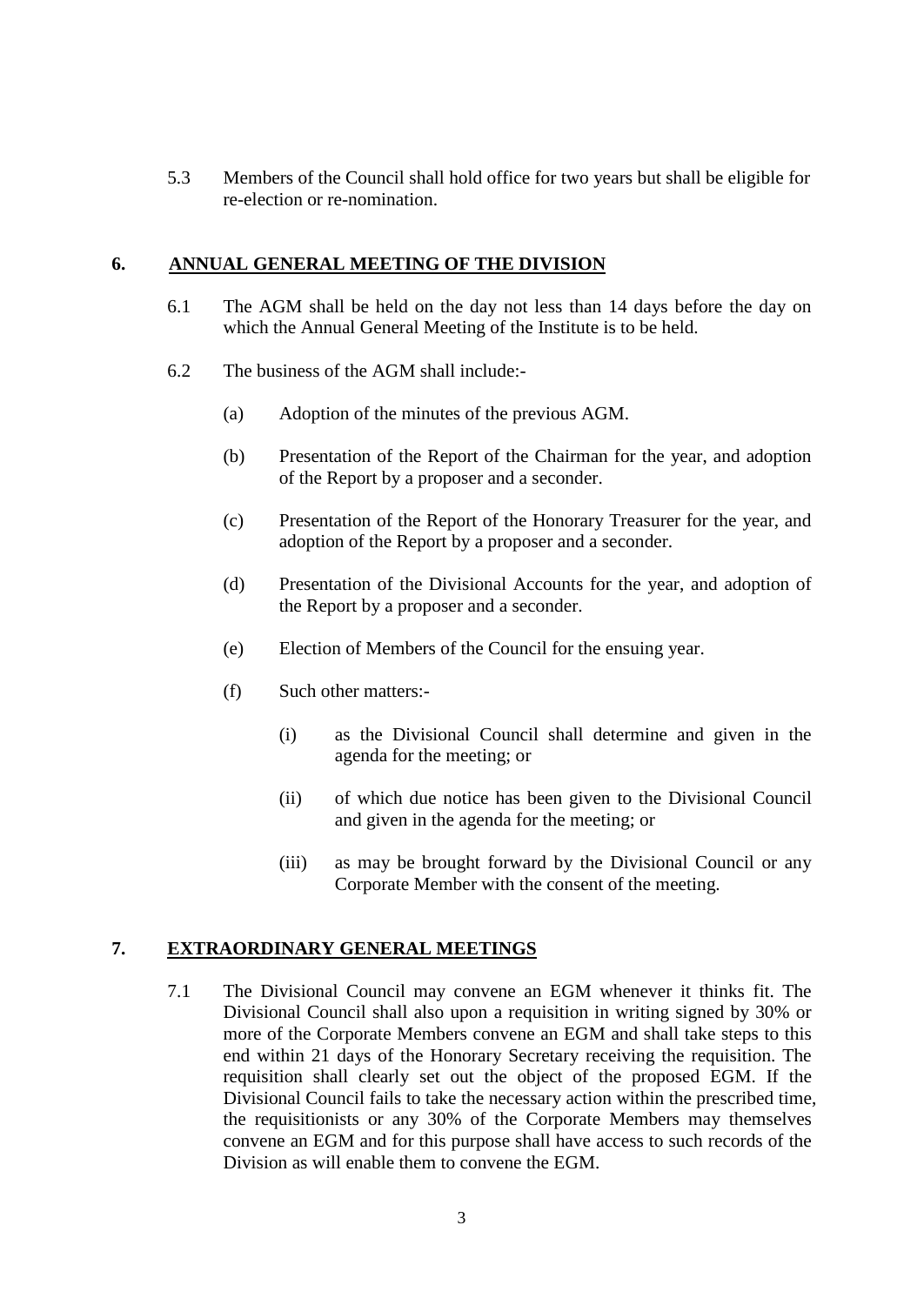5.3 Members of the Council shall hold office for two years but shall be eligible for re-election or re-nomination.

## 6. ANNUAL GENERAL MEETING OF THE DIVISION

6.1 The AGM shall be held on the day not less than 14 days before the day on which the Annual General Meeting of the Institute is to be held.

6.2 The business of the AGM shall include:-

(a) Adoption of the minutes of the previous AGM.

(b) Presentation of the Report of the Chairman for the year, and adoption of the Report by a proposer and a seconder.

(c) Presentation of the Report of the Honorary Treasurer for the year, and adoption of the Report by a proposer and a seconder.

(d) Presentation of the Divisional Accounts for the year, and adoption of the Report by a proposer and a seconder.

(e) Election of Members of the Council for the ensuing year.

(f) Such other matters:-

(i) as the Divisional Council shall determine and given in the agenda for the meeting; or

(ii) of which due notice has been given to the Divisional Council and given in the agenda for the meeting; or

(iii) as may be brought forward by the Divisional Council or any Corporate Member with the consent of the meeting.

## 7. EXTRAORDINARY GENERAL MEETINGS

7.1 The Divisional Council may convene an EGM whenever it thinks fit. The Divisional Council shall also upon a requisition in writing signed by 30% or more of the Corporate Members convene an EGM and shall take steps to this end within 21 days of the Honorary Secretary receiving the requisition. The requisition shall clearly set out the object of the proposed EGM. If the Divisional Council fails to take the necessary action within the prescribed time, the requisitionists or any 30% of the Corporate Members may themselves convene an EGM and for this purpose shall have access to such records of the Division as will enable them to convene the EGM.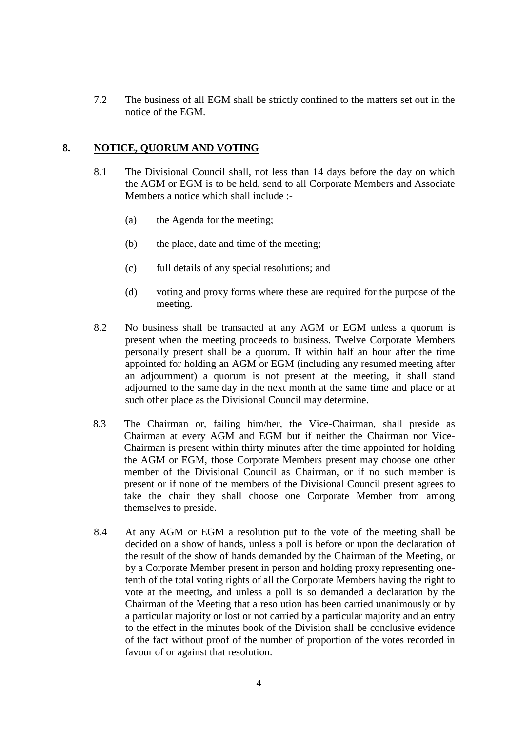7.2 The business of all EGM shall be strictly confined to the matters set out in the notice of the EGM.

## 8. NOTICE, QUORUM AND VOTING

8.1 The Divisional Council shall, not less than 14 days before the day on which the AGM or EGM is to be held, send to all Corporate Members and Associate Members a notice which shall include :-

(a) the Agenda for the meeting;

(b) the place, date and time of the meeting;

(c) full details of any special resolutions; and

(d) voting and proxy forms where these are required for the purpose of the meeting.

8.2 No business shall be transacted at any AGM or EGM unless a quorum is present when the meeting proceeds to business. Twelve Corporate Members personally present shall be a quorum. If within half an hour after the time appointed for holding an AGM or EGM (including any resumed meeting after an adjournment) a quorum is not present at the meeting, it shall stand adjourned to the same day in the next month at the same time and place or at such other place as the Divisional Council may determine.

8.3 The Chairman or, failing him/her, the Vice-Chairman, shall preside as Chairman at every AGM and EGM but if neither the Chairman nor Vice-Chairman is present within thirty minutes after the time appointed for holding the AGM or EGM, those Corporate Members present may choose one other member of the Divisional Council as Chairman, or if no such member is present or if none of the members of the Divisional Council present agrees to take the chair they shall choose one Corporate Member from among themselves to preside.

8.4 At any AGM or EGM a resolution put to the vote of the meeting shall be decided on a show of hands, unless a poll is before or upon the declaration of the result of the show of hands demanded by the Chairman of the Meeting, or by a Corporate Member present in person and holding proxy representing one-tenth of the total voting rights of all the Corporate Members having the right to vote at the meeting, and unless a poll is so demanded a declaration by the Chairman of the Meeting that a resolution has been carried unanimously or by a particular majority or lost or not carried by a particular majority and an entry to the effect in the minutes book of the Division shall be conclusive evidence of the fact without proof of the number of proportion of the votes recorded in favour of or against that resolution.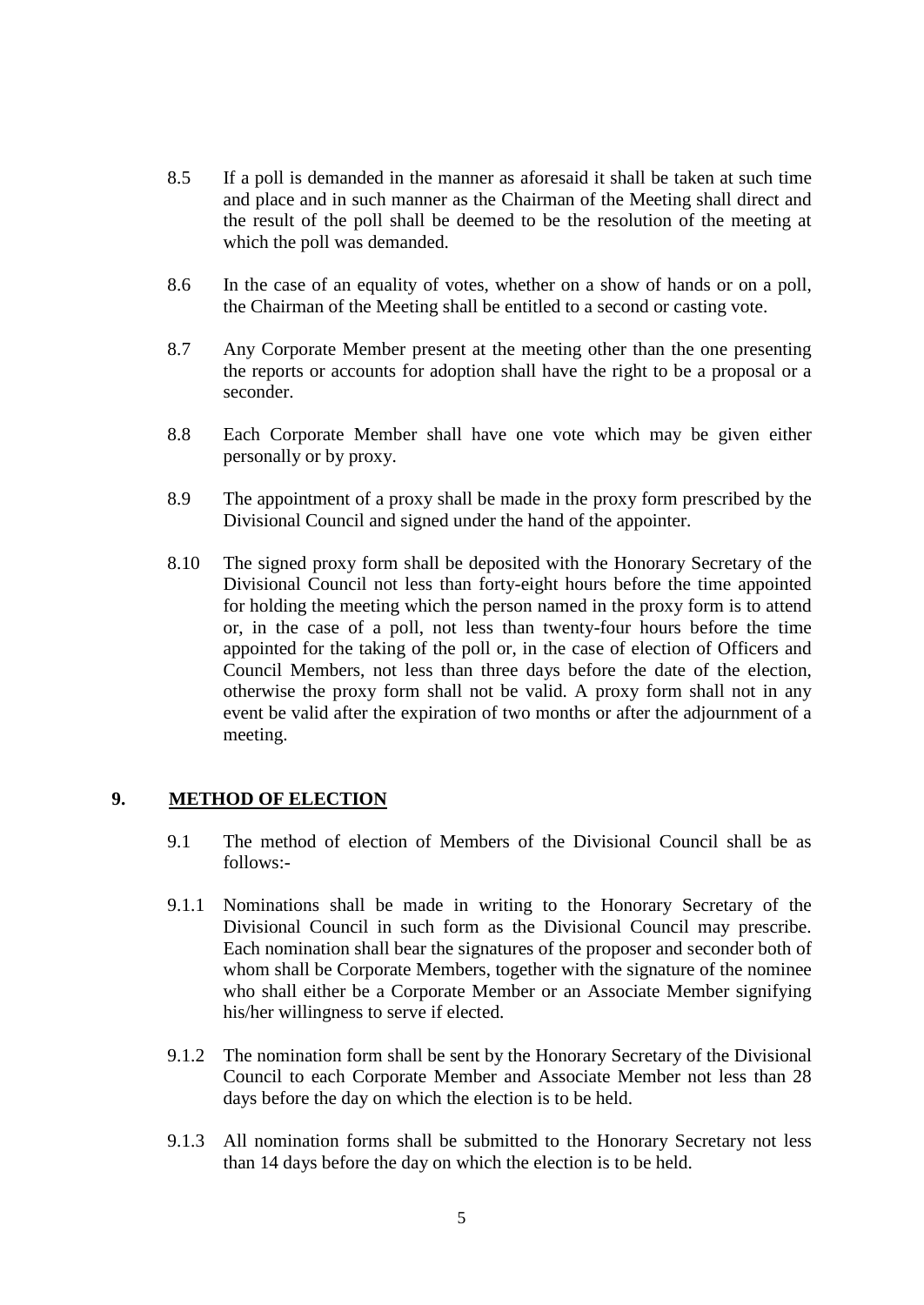8.5 If a poll is demanded in the manner as aforesaid it shall be taken at such time and place and in such manner as the Chairman of the Meeting shall direct and the result of the poll shall be deemed to be the resolution of the meeting at which the poll was demanded.

8.6 In the case of an equality of votes, whether on a show of hands or on a poll, the Chairman of the Meeting shall be entitled to a second or casting vote.

8.7 Any Corporate Member present at the meeting other than the one presenting the reports or accounts for adoption shall have the right to be a proposal or a seconder.

8.8 Each Corporate Member shall have one vote which may be given either personally or by proxy.

8.9 The appointment of a proxy shall be made in the proxy form prescribed by the Divisional Council and signed under the hand of the appointer.

8.10 The signed proxy form shall be deposited with the Honorary Secretary of the Divisional Council not less than forty-eight hours before the time appointed for holding the meeting which the person named in the proxy form is to attend or, in the case of a poll, not less than twenty-four hours before the time appointed for the taking of the poll or, in the case of election of Officers and Council Members, not less than three days before the date of the election, otherwise the proxy form shall not be valid. A proxy form shall not in any event be valid after the expiration of two months or after the adjournment of a meeting.

## 9. METHOD OF ELECTION

9.1 The method of election of Members of the Divisional Council shall be as follows:-

9.1.1 Nominations shall be made in writing to the Honorary Secretary of the Divisional Council in such form as the Divisional Council may prescribe. Each nomination shall bear the signatures of the proposer and seconder both of whom shall be Corporate Members, together with the signature of the nominee who shall either be a Corporate Member or an Associate Member signifying his/her willingness to serve if elected.

9.1.2 The nomination form shall be sent by the Honorary Secretary of the Divisional Council to each Corporate Member and Associate Member not less than 28 days before the day on which the election is to be held.

9.1.3 All nomination forms shall be submitted to the Honorary Secretary not less than 14 days before the day on which the election is to be held.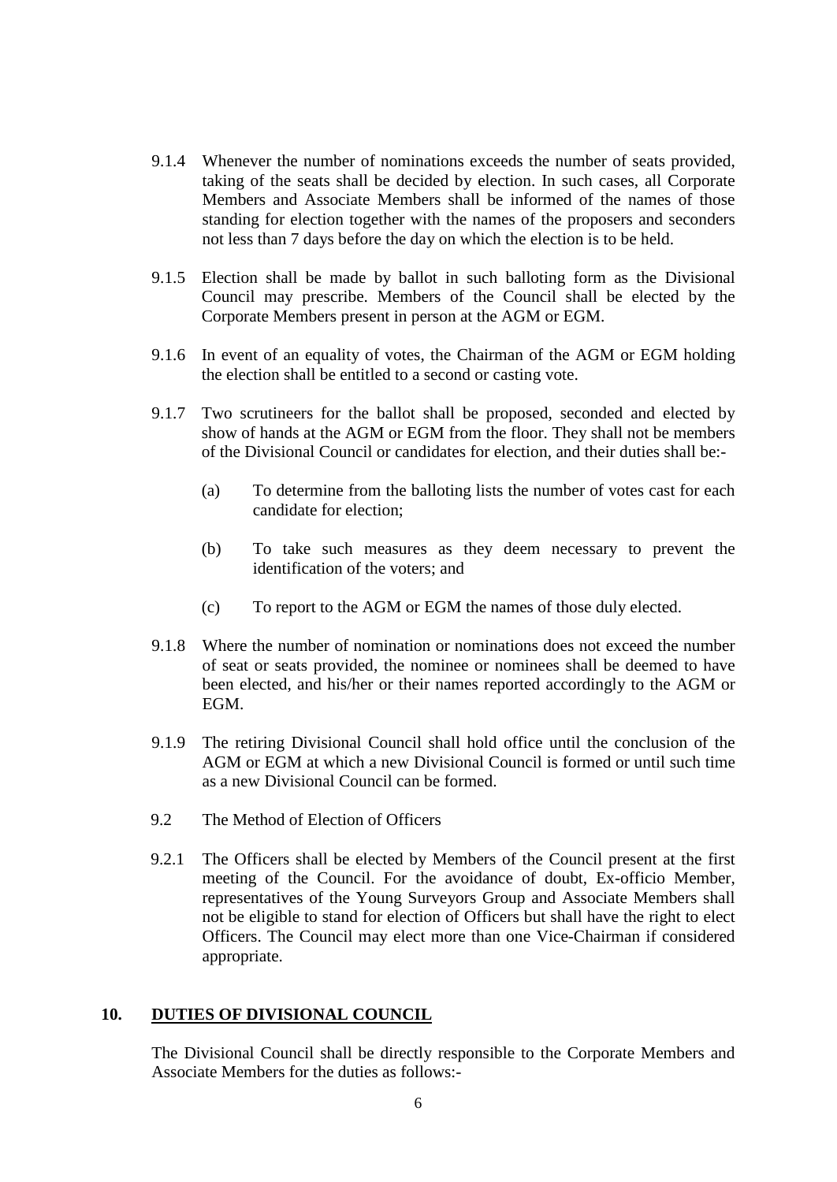9.1.4 Whenever the number of nominations exceeds the number of seats provided, taking of the seats shall be decided by election. In such cases, all Corporate Members and Associate Members shall be informed of the names of those standing for election together with the names of the proposers and seconders not less than 7 days before the day on which the election is to be held.

9.1.5 Election shall be made by ballot in such balloting form as the Divisional Council may prescribe. Members of the Council shall be elected by the Corporate Members present in person at the AGM or EGM.

9.1.6 In event of an equality of votes, the Chairman of the AGM or EGM holding the election shall be entitled to a second or casting vote.

9.1.7 Two scrutineers for the ballot shall be proposed, seconded and elected by show of hands at the AGM or EGM from the floor. They shall not be members of the Divisional Council or candidates for election, and their duties shall be:-

(a) To determine from the balloting lists the number of votes cast for each candidate for election;

(b) To take such measures as they deem necessary to prevent the identification of the voters; and

(c) To report to the AGM or EGM the names of those duly elected.

9.1.8 Where the number of nomination or nominations does not exceed the number of seat or seats provided, the nominee or nominees shall be deemed to have been elected, and his/her or their names reported accordingly to the AGM or EGM.

9.1.9 The retiring Divisional Council shall hold office until the conclusion of the AGM or EGM at which a new Divisional Council is formed or until such time as a new Divisional Council can be formed.

9.2 The Method of Election of Officers

9.2.1 The Officers shall be elected by Members of the Council present at the first meeting of the Council. For the avoidance of doubt, Ex-officio Member, representatives of the Young Surveyors Group and Associate Members shall not be eligible to stand for election of Officers but shall have the right to elect Officers. The Council may elect more than one Vice-Chairman if considered appropriate.

## 10. <u>DUTIES OF DIVISIONAL COUNCIL</u>

The Divisional Council shall be directly responsible to the Corporate Members and Associate Members for the duties as follows:-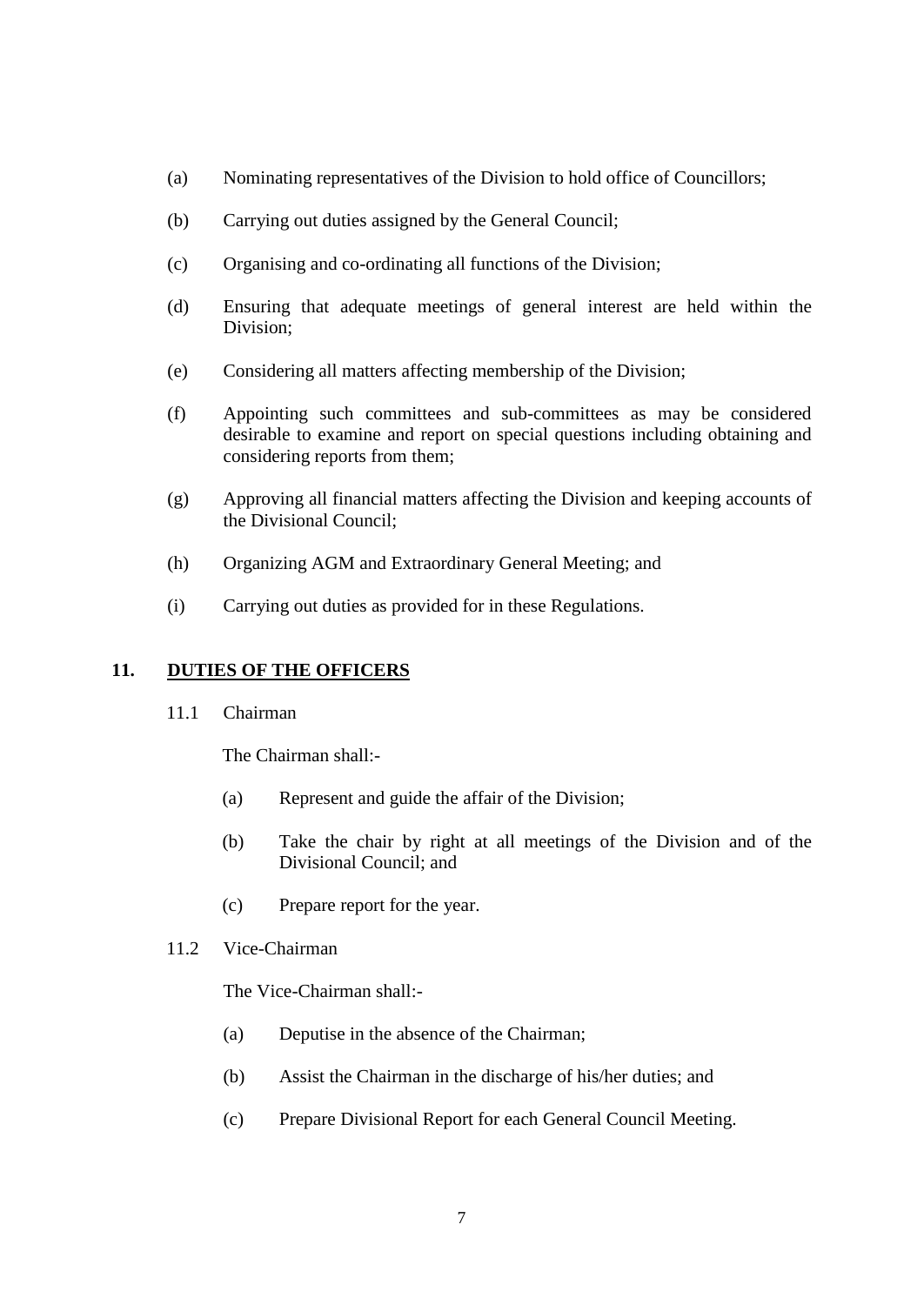(a) Nominating representatives of the Division to hold office of Councillors;

(b) Carrying out duties assigned by the General Council;

(c) Organising and co-ordinating all functions of the Division;

(d) Ensuring that adequate meetings of general interest are held within the Division;

(e) Considering all matters affecting membership of the Division;

(f) Appointing such committees and sub-committees as may be considered desirable to examine and report on special questions including obtaining and considering reports from them;

(g) Approving all financial matters affecting the Division and keeping accounts of the Divisional Council;

(h) Organizing AGM and Extraordinary General Meeting; and

(i) Carrying out duties as provided for in these Regulations.

## 11. <u>DUTIES OF THE OFFICERS</u>

11.1 Chairman

The Chairman shall:-

(a) Represent and guide the affair of the Division;

(b) Take the chair by right at all meetings of the Division and of the Divisional Council; and

(c) Prepare report for the year.

11.2 Vice-Chairman

The Vice-Chairman shall:-

(a) Deputise in the absence of the Chairman;

(b) Assist the Chairman in the discharge of his/her duties; and

(c) Prepare Divisional Report for each General Council Meeting.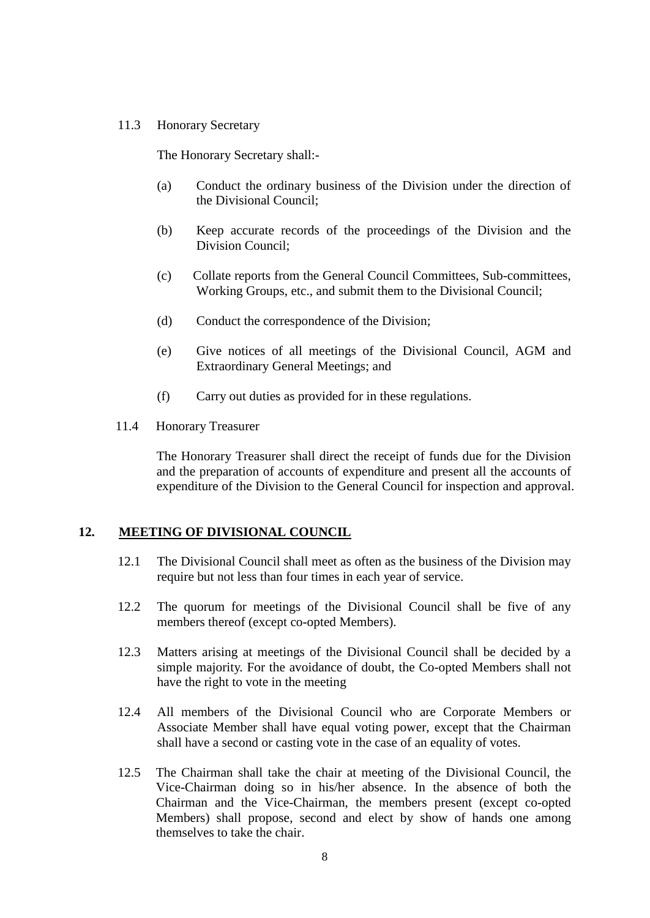11.3 Honorary Secretary

The Honorary Secretary shall:-

(a) Conduct the ordinary business of the Division under the direction of the Divisional Council;

(b) Keep accurate records of the proceedings of the Division and the Division Council;

(c) Collate reports from the General Council Committees, Sub-committees, Working Groups, etc., and submit them to the Divisional Council;

(d) Conduct the correspondence of the Division;

(e) Give notices of all meetings of the Divisional Council, AGM and Extraordinary General Meetings; and

(f) Carry out duties as provided for in these regulations.

11.4 Honorary Treasurer

The Honorary Treasurer shall direct the receipt of funds due for the Division and the preparation of accounts of expenditure and present all the accounts of expenditure of the Division to the General Council for inspection and approval.

## 12. <u>MEETING OF DIVISIONAL COUNCIL</u>

12.1 The Divisional Council shall meet as often as the business of the Division may require but not less than four times in each year of service.

12.2 The quorum for meetings of the Divisional Council shall be five of any members thereof (except co-opted Members).

12.3 Matters arising at meetings of the Divisional Council shall be decided by a simple majority. For the avoidance of doubt, the Co-opted Members shall not have the right to vote in the meeting

12.4 All members of the Divisional Council who are Corporate Members or Associate Member shall have equal voting power, except that the Chairman shall have a second or casting vote in the case of an equality of votes.

12.5 The Chairman shall take the chair at meeting of the Divisional Council, the Vice-Chairman doing so in his/her absence. In the absence of both the Chairman and the Vice-Chairman, the members present (except co-opted Members) shall propose, second and elect by show of hands one among themselves to take the chair.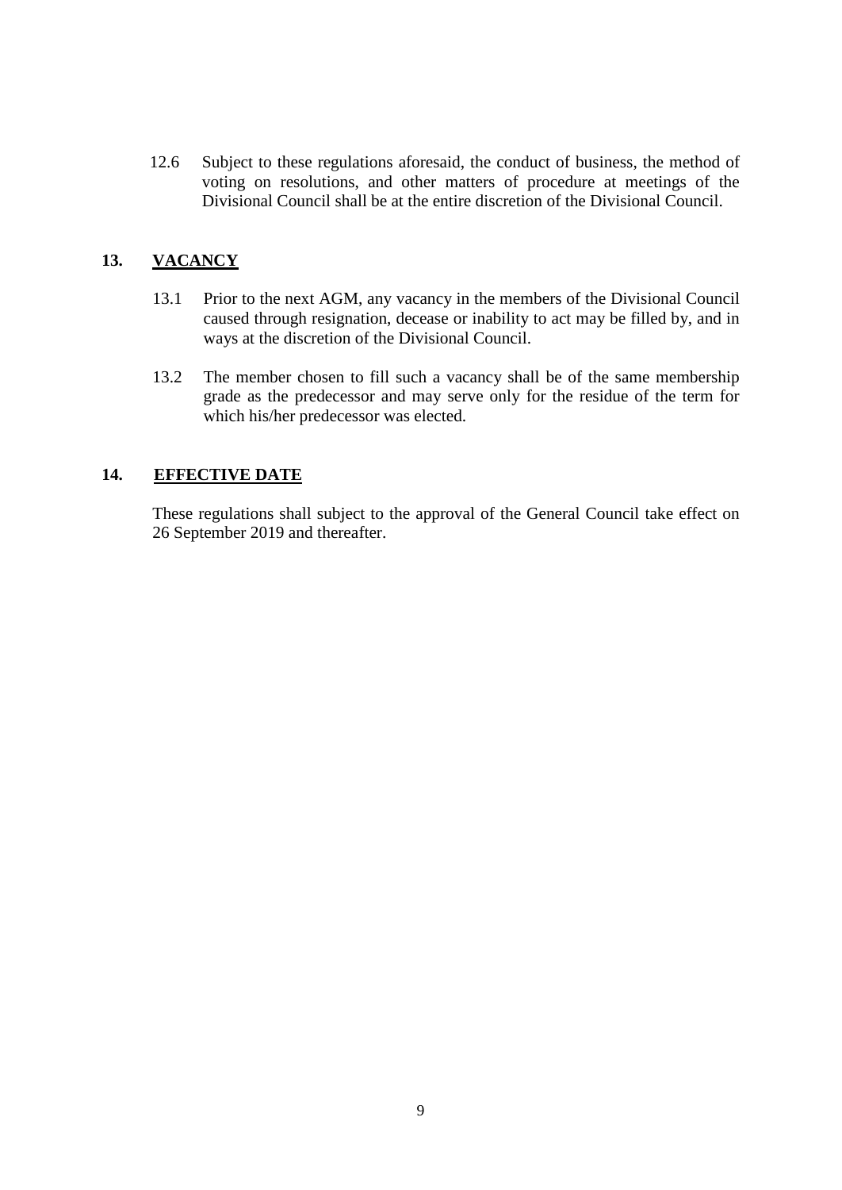12.6 Subject to these regulations aforesaid, the conduct of business, the method of voting on resolutions, and other matters of procedure at meetings of the Divisional Council shall be at the entire discretion of the Divisional Council.

## 13. VACANCY

13.1 Prior to the next AGM, any vacancy in the members of the Divisional Council caused through resignation, decease or inability to act may be filled by, and in ways at the discretion of the Divisional Council.

13.2 The member chosen to fill such a vacancy shall be of the same membership grade as the predecessor and may serve only for the residue of the term for which his/her predecessor was elected.

## 14. EFFECTIVE DATE

These regulations shall subject to the approval of the General Council take effect on 26 September 2019 and thereafter.